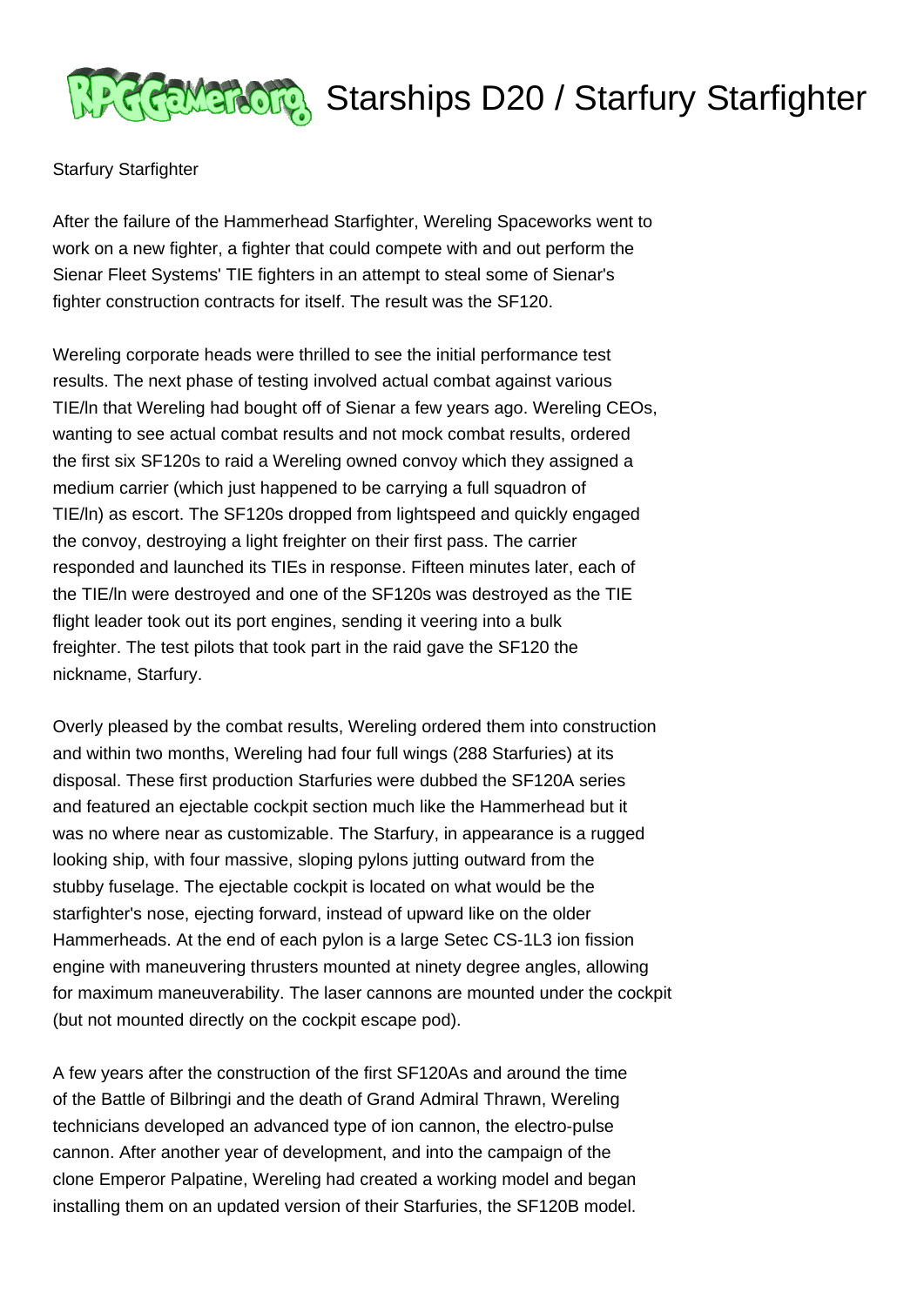# Starships D20 / Starfury Starfighter

Starfury Starfighter

After the failure of the Hammerhead Starfighter, Wereling Spaceworks went to work on a new fighter, a fighter that could compete with and out perform the Sienar Fleet Systems' TIE fighters in an attempt to steal some of Sienar's fighter construction contracts for itself. The result was the SF120.

Wereling corporate heads were thrilled to see the initial performance test results. The next phase of testing involved actual combat against various TIE/ln that Wereling had bought off of Sienar a few years ago. Wereling CEOs, wanting to see actual combat results and not mock combat results, ordered the first six SF120s to raid a Wereling owned convoy which they assigned a medium carrier (which just happened to be carrying a full squadron of TIE/ln) as escort. The SF120s dropped from lightspeed and quickly engaged the convoy, destroying a light freighter on their first pass. The carrier responded and launched its TIEs in response. Fifteen minutes later, each of the TIE/ln were destroyed and one of the SF120s was destroyed as the TIE flight leader took out its port engines, sending it veering into a bulk freighter. The test pilots that took part in the raid gave the SF120 the nickname, Starfury.

Overly pleased by the combat results, Wereling ordered them into construction and within two months, Wereling had four full wings (288 Starfuries) at its disposal. These first production Starfuries were dubbed the SF120A series and featured an ejectable cockpit section much like the Hammerhead but it was no where near as customizable. The Starfury, in appearance is a rugged looking ship, with four massive, sloping pylons jutting outward from the stubby fuselage. The ejectable cockpit is located on what would be the starfighter's nose, ejecting forward, instead of upward like on the older Hammerheads. At the end of each pylon is a large Setec CS-1L3 ion fission engine with maneuvering thrusters mounted at ninety degree angles, allowing for maximum maneuverability. The laser cannons are mounted under the cockpit (but not mounted directly on the cockpit escape pod).

A few years after the construction of the first SF120As and around the time of the Battle of Bilbringi and the death of Grand Admiral Thrawn, Wereling technicians developed an advanced type of ion cannon, the electro-pulse cannon. After another year of development, and into the campaign of the clone Emperor Palpatine, Wereling had created a working model and began installing them on an updated version of their Starfuries, the SF120B model.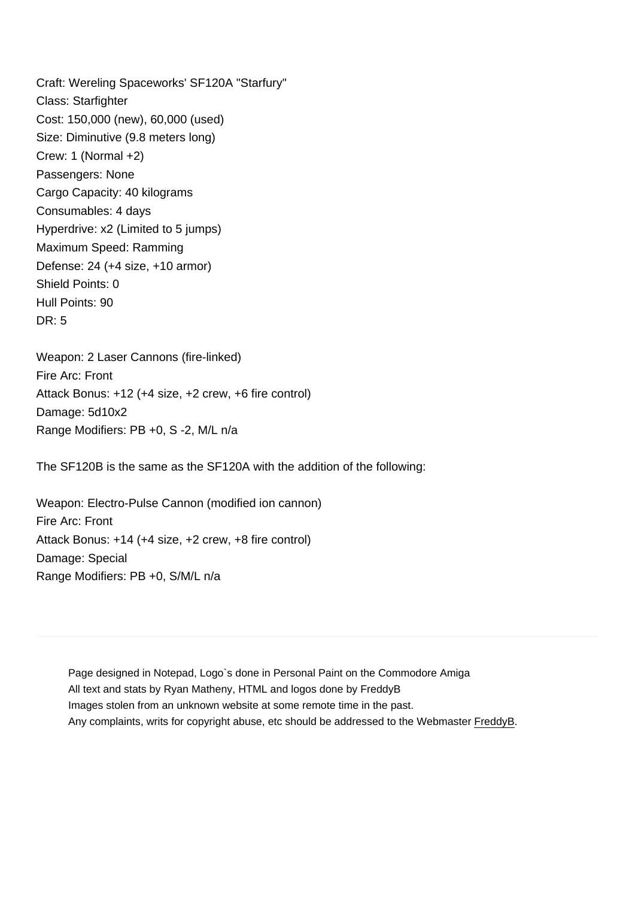Craft: Wereling Spaceworks' SF120A "Starfury"
Class: Starfighter
Cost: 150,000 (new), 60,000 (used)
Size: Diminutive (9.8 meters long)
Crew: 1 (Normal +2)
Passengers: None
Cargo Capacity: 40 kilograms
Consumables: 4 days
Hyperdrive: x2 (Limited to 5 jumps)
Maximum Speed: Ramming
Defense: 24 (+4 size, +10 armor)
Shield Points: 0
Hull Points: 90
DR: 5

Weapon: 2 Laser Cannons (fire-linked)
Fire Arc: Front
Attack Bonus: +12 (+4 size, +2 crew, +6 fire control)
Damage: 5d10x2
Range Modifiers: PB +0, S -2, M/L n/a

The SF120B is the same as the SF120A with the addition of the following:

Weapon: Electro-Pulse Cannon (modified ion cannon)
Fire Arc: Front
Attack Bonus: +14 (+4 size, +2 crew, +8 fire control)
Damage: Special
Range Modifiers: PB +0, S/M/L n/a

---

Page designed in Notepad, Logo`s done in Personal Paint on the Commodore Amiga
All text and stats by Ryan Matheny, HTML and logos done by FreddyB
Images stolen from an unknown website at some remote time in the past.
Any complaints, writs for copyright abuse, etc should be addressed to the Webmaster FreddyB.